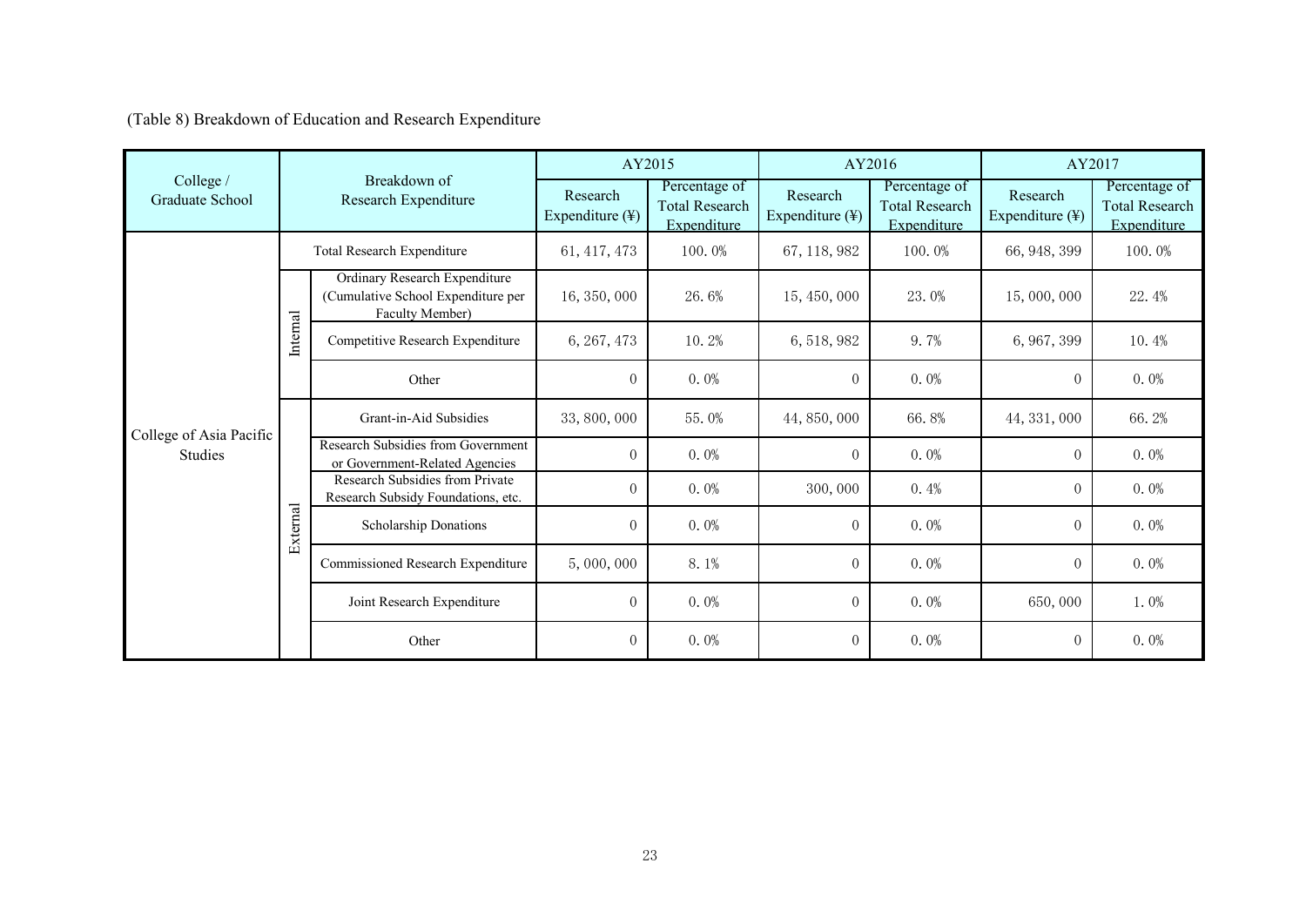(Table 8) Breakdown of Education and Research Expenditure

| College / Graduate School | Breakdown of Research Expenditure | | AY2015 | | AY2016 | | AY2017 | |
|---|---|---|---|---|---|---|---|---|
| | | | Research Expenditure (¥) | Percentage of Total Research Expenditure | Research Expenditure (¥) | Percentage of Total Research Expenditure | Research Expenditure (¥) | Percentage of Total Research Expenditure |
| College of Asia Pacific Studies | Total Research Expenditure | | 61, 417, 473 | 100. 0% | 67, 118, 982 | 100. 0% | 66, 948, 399 | 100. 0% |
| | Internal | Ordinary Research Expenditure (Cumulative School Expenditure per Faculty Member) | 16, 350, 000 | 26. 6% | 15, 450, 000 | 23. 0% | 15, 000, 000 | 22. 4% |
| | | Competitive Research Expenditure | 6, 267, 473 | 10. 2% | 6, 518, 982 | 9. 7% | 6, 967, 399 | 10. 4% |
| | | Other | 0 | 0. 0% | 0 | 0. 0% | 0 | 0. 0% |
| | External | Grant-in-Aid Subsidies | 33, 800, 000 | 55. 0% | 44, 850, 000 | 66. 8% | 44, 331, 000 | 66. 2% |
| | | Research Subsidies from Government or Government-Related Agencies | 0 | 0. 0% | 0 | 0. 0% | 0 | 0. 0% |
| | | Research Subsidies from Private Research Subsidy Foundations, etc. | 0 | 0. 0% | 300, 000 | 0. 4% | 0 | 0. 0% |
| | | Scholarship Donations | 0 | 0. 0% | 0 | 0. 0% | 0 | 0. 0% |
| | | Commissioned Research Expenditure | 5, 000, 000 | 8. 1% | 0 | 0. 0% | 0 | 0. 0% |
| | | Joint Research Expenditure | 0 | 0. 0% | 0 | 0. 0% | 650, 000 | 1. 0% |
| | | Other | 0 | 0. 0% | 0 | 0. 0% | 0 | 0. 0% |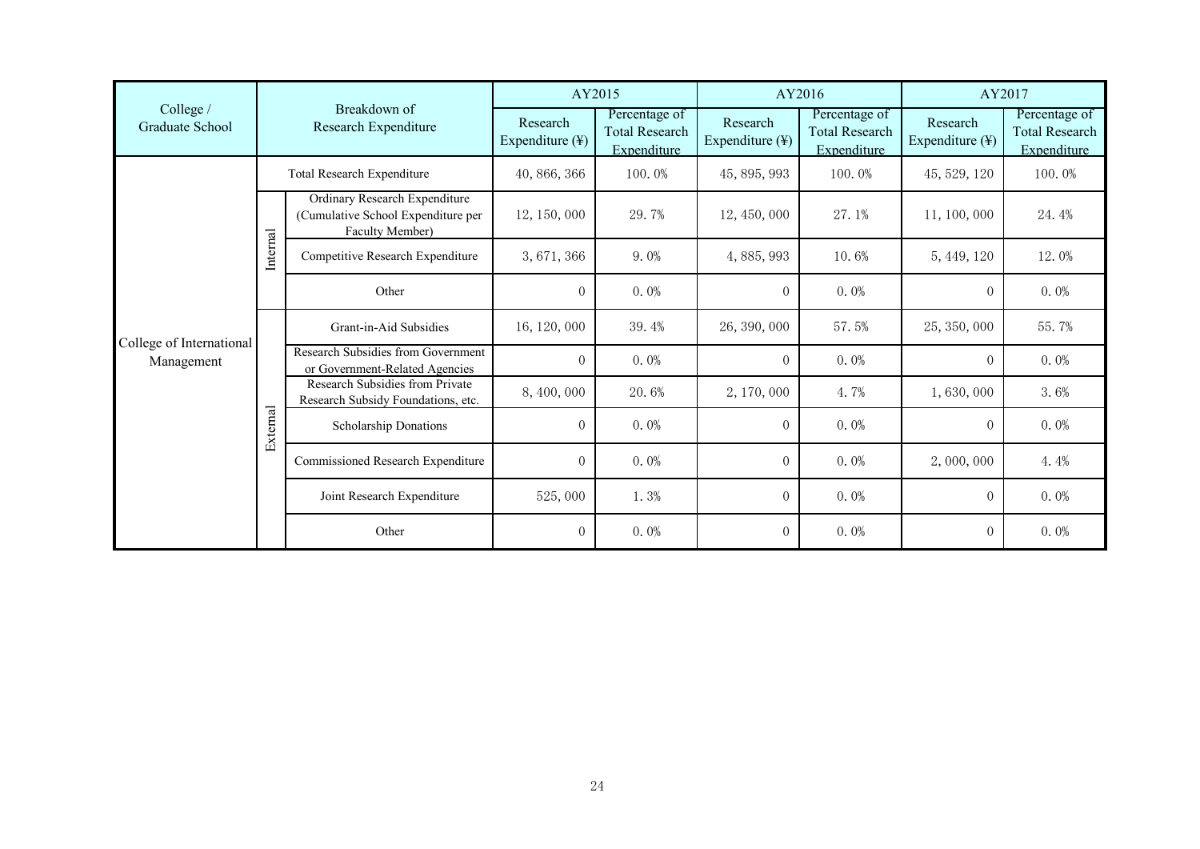| College / Graduate School | Breakdown of Research Expenditure | | AY2015 | | AY2016 | | AY2017 | |
|---|---|---|---|---|---|---|---|---|
| | | | Research Expenditure (¥) | Percentage of Total Research Expenditure | Research Expenditure (¥) | Percentage of Total Research Expenditure | Research Expenditure (¥) | Percentage of Total Research Expenditure |
| College of International Management | Total Research Expenditure | | 40, 866, 366 | 100. 0% | 45, 895, 993 | 100. 0% | 45, 529, 120 | 100. 0% |
| | Internal | Ordinary Research Expenditure (Cumulative School Expenditure per Faculty Member) | 12, 150, 000 | 29. 7% | 12, 450, 000 | 27. 1% | 11, 100, 000 | 24. 4% |
| | | Competitive Research Expenditure | 3, 671, 366 | 9. 0% | 4, 885, 993 | 10. 6% | 5, 449, 120 | 12. 0% |
| | | Other | 0 | 0. 0% | 0 | 0. 0% | 0 | 0. 0% |
| | External | Grant-in-Aid Subsidies | 16, 120, 000 | 39. 4% | 26, 390, 000 | 57. 5% | 25, 350, 000 | 55. 7% |
| | | Research Subsidies from Government or Government-Related Agencies | 0 | 0. 0% | 0 | 0. 0% | 0 | 0. 0% |
| | | Research Subsidies from Private Research Subsidy Foundations, etc. | 8, 400, 000 | 20. 6% | 2, 170, 000 | 4. 7% | 1, 630, 000 | 3. 6% |
| | | Scholarship Donations | 0 | 0. 0% | 0 | 0. 0% | 0 | 0. 0% |
| | | Commissioned Research Expenditure | 0 | 0. 0% | 0 | 0. 0% | 2, 000, 000 | 4. 4% |
| | | Joint Research Expenditure | 525, 000 | 1. 3% | 0 | 0. 0% | 0 | 0. 0% |
| | | Other | 0 | 0. 0% | 0 | 0. 0% | 0 | 0. 0% |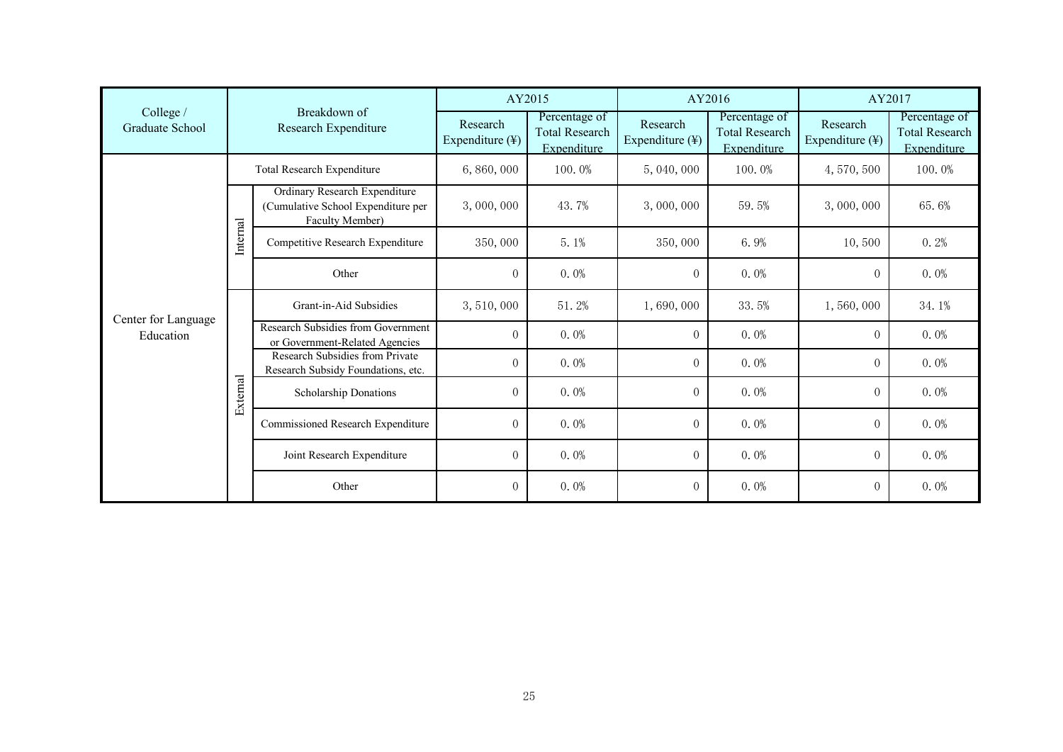| College / Graduate School | Breakdown of Research Expenditure | | AY2015 | | AY2016 | | AY2017 | |
|---|---|---|---|---|---|---|---|---|
| | | | Research Expenditure (¥) | Percentage of Total Research Expenditure | Research Expenditure (¥) | Percentage of Total Research Expenditure | Research Expenditure (¥) | Percentage of Total Research Expenditure |
| Center for Language Education | Total Research Expenditure | | 6, 860, 000 | 100. 0% | 5, 040, 000 | 100. 0% | 4, 570, 500 | 100. 0% |
| | Internal | Ordinary Research Expenditure (Cumulative School Expenditure per Faculty Member) | 3, 000, 000 | 43. 7% | 3, 000, 000 | 59. 5% | 3, 000, 000 | 65. 6% |
| | | Competitive Research Expenditure | 350, 000 | 5. 1% | 350, 000 | 6. 9% | 10, 500 | 0. 2% |
| | | Other | 0 | 0. 0% | 0 | 0. 0% | 0 | 0. 0% |
| | External | Grant-in-Aid Subsidies | 3, 510, 000 | 51. 2% | 1, 690, 000 | 33. 5% | 1, 560, 000 | 34. 1% |
| | | Research Subsidies from Government or Government-Related Agencies | 0 | 0. 0% | 0 | 0. 0% | 0 | 0. 0% |
| | | Research Subsidies from Private Research Subsidy Foundations, etc. | 0 | 0. 0% | 0 | 0. 0% | 0 | 0. 0% |
| | | Scholarship Donations | 0 | 0. 0% | 0 | 0. 0% | 0 | 0. 0% |
| | | Commissioned Research Expenditure | 0 | 0. 0% | 0 | 0. 0% | 0 | 0. 0% |
| | | Joint Research Expenditure | 0 | 0. 0% | 0 | 0. 0% | 0 | 0. 0% |
| | | Other | 0 | 0. 0% | 0 | 0. 0% | 0 | 0. 0% |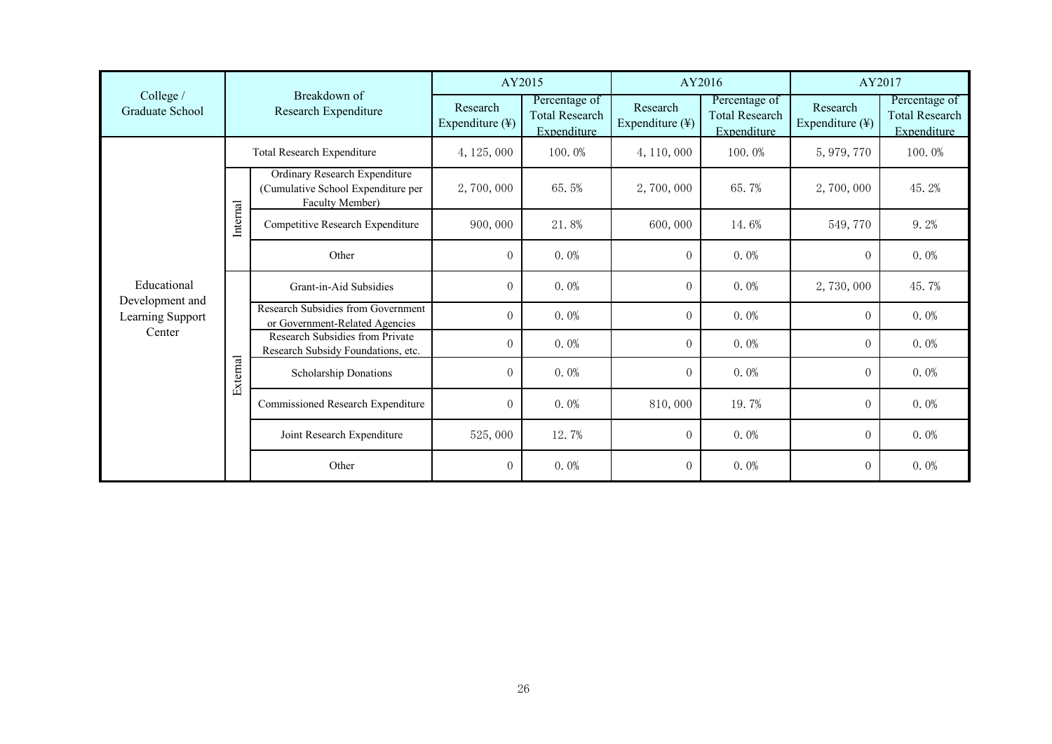| College / Graduate School | Breakdown of Research Expenditure | | AY2015 | | AY2016 | | AY2017 | |
|---|---|---|---|---|---|---|---|---|
| | | | Research Expenditure (¥) | Percentage of Total Research Expenditure | Research Expenditure (¥) | Percentage of Total Research Expenditure | Research Expenditure (¥) | Percentage of Total Research Expenditure |
| Educational Development and Learning Support Center | Total Research Expenditure | | 4, 125, 000 | 100. 0% | 4, 110, 000 | 100. 0% | 5, 979, 770 | 100. 0% |
| | Internal | Ordinary Research Expenditure (Cumulative School Expenditure per Faculty Member) | 2, 700, 000 | 65. 5% | 2, 700, 000 | 65. 7% | 2, 700, 000 | 45. 2% |
| | | Competitive Research Expenditure | 900, 000 | 21. 8% | 600, 000 | 14. 6% | 549, 770 | 9. 2% |
| | | Other | 0 | 0. 0% | 0 | 0. 0% | 0 | 0. 0% |
| | External | Grant-in-Aid Subsidies | 0 | 0. 0% | 0 | 0. 0% | 2, 730, 000 | 45. 7% |
| | | Research Subsidies from Government or Government-Related Agencies | 0 | 0. 0% | 0 | 0. 0% | 0 | 0. 0% |
| | | Research Subsidies from Private Research Subsidy Foundations, etc. | 0 | 0. 0% | 0 | 0. 0% | 0 | 0. 0% |
| | | Scholarship Donations | 0 | 0. 0% | 0 | 0. 0% | 0 | 0. 0% |
| | | Commissioned Research Expenditure | 0 | 0. 0% | 810, 000 | 19. 7% | 0 | 0. 0% |
| | | Joint Research Expenditure | 525, 000 | 12. 7% | 0 | 0. 0% | 0 | 0. 0% |
| | | Other | 0 | 0. 0% | 0 | 0. 0% | 0 | 0. 0% |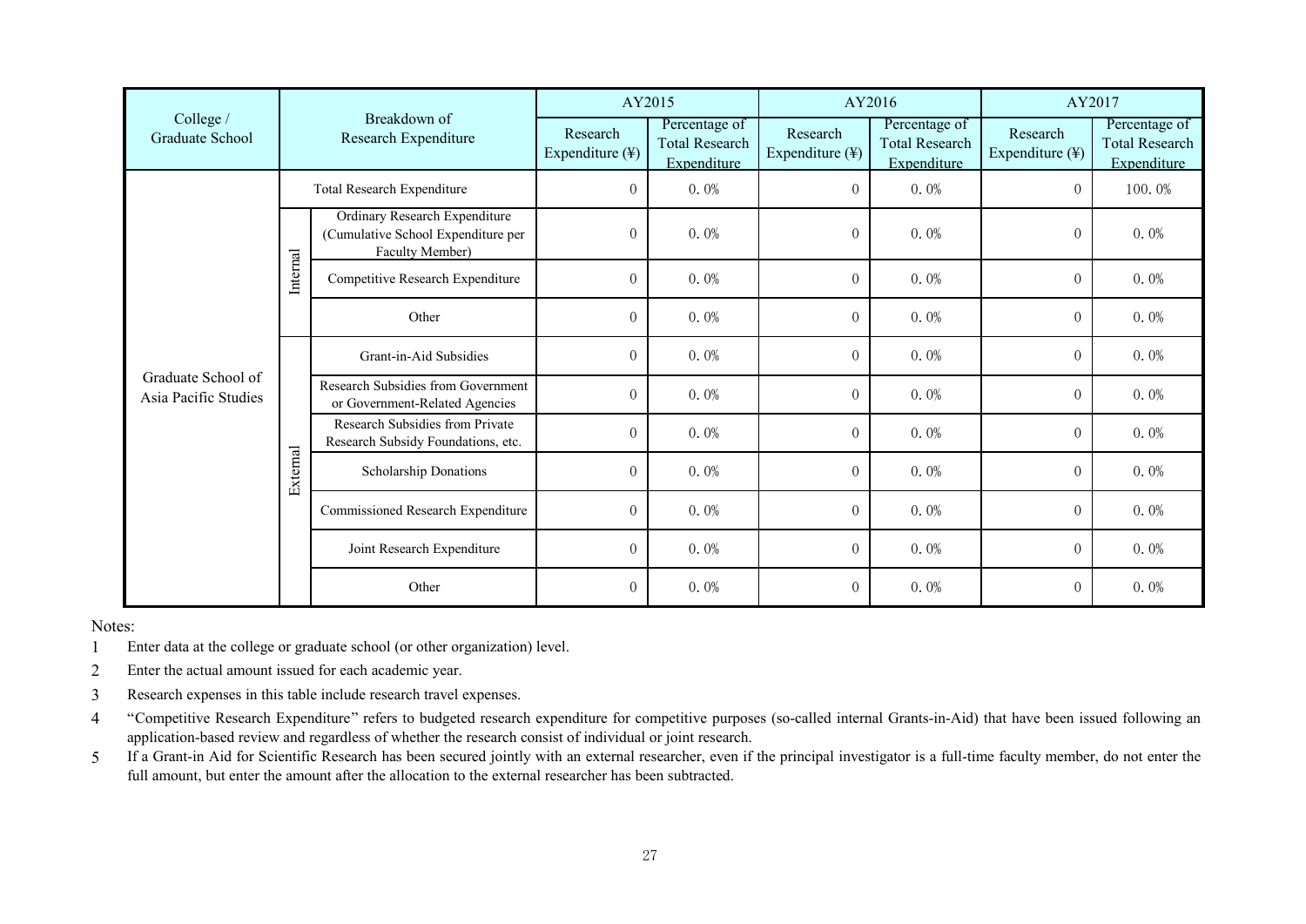| College / Graduate School | Breakdown of Research Expenditure | | AY2015 | | AY2016 | | AY2017 | |
|---|---|---|---|---|---|---|---|---|
| | | | Research Expenditure (¥) | Percentage of Total Research Expenditure | Research Expenditure (¥) | Percentage of Total Research Expenditure | Research Expenditure (¥) | Percentage of Total Research Expenditure |
| Graduate School of Asia Pacific Studies | Total Research Expenditure | | 0 | 0.0% | 0 | 0.0% | 0 | 100.0% |
| | Internal | Ordinary Research Expenditure (Cumulative School Expenditure per Faculty Member) | 0 | 0.0% | 0 | 0.0% | 0 | 0.0% |
| | | Competitive Research Expenditure | 0 | 0.0% | 0 | 0.0% | 0 | 0.0% |
| | | Other | 0 | 0.0% | 0 | 0.0% | 0 | 0.0% |
| | External | Grant-in-Aid Subsidies | 0 | 0.0% | 0 | 0.0% | 0 | 0.0% |
| | | Research Subsidies from Government or Government-Related Agencies | 0 | 0.0% | 0 | 0.0% | 0 | 0.0% |
| | | Research Subsidies from Private Research Subsidy Foundations, etc. | 0 | 0.0% | 0 | 0.0% | 0 | 0.0% |
| | | Scholarship Donations | 0 | 0.0% | 0 | 0.0% | 0 | 0.0% |
| | | Commissioned Research Expenditure | 0 | 0.0% | 0 | 0.0% | 0 | 0.0% |
| | | Joint Research Expenditure | 0 | 0.0% | 0 | 0.0% | 0 | 0.0% |
| | | Other | 0 | 0.0% | 0 | 0.0% | 0 | 0.0% |

Notes:

1. Enter data at the college or graduate school (or other organization) level.
2. Enter the actual amount issued for each academic year.
3. Research expenses in this table include research travel expenses.
4. "Competitive Research Expenditure" refers to budgeted research expenditure for competitive purposes (so-called internal Grants-in-Aid) that have been issued following an application-based review and regardless of whether the research consist of individual or joint research.
5. If a Grant-in Aid for Scientific Research has been secured jointly with an external researcher, even if the principal investigator is a full-time faculty member, do not enter the full amount, but enter the amount after the allocation to the external researcher has been subtracted.